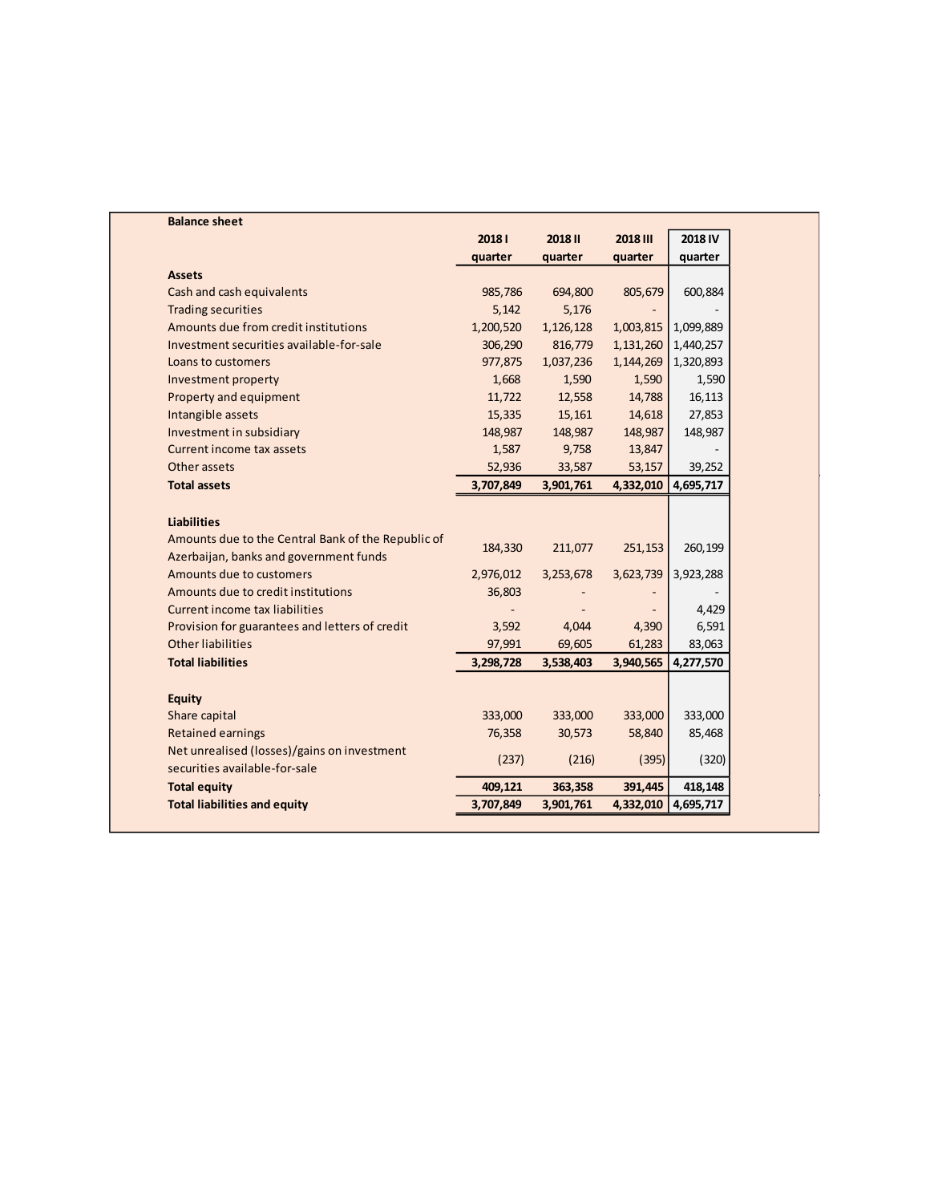## Balance sheet

| | 2018 I quarter | 2018 II quarter | 2018 III quarter | 2018 IV quarter |
|---|---|---|---|---|
| **Assets** | | | | |
| Cash and cash equivalents | 985,786 | 694,800 | 805,679 | 600,884 |
| Trading securities | 5,142 | 5,176 | - | - |
| Amounts due from credit institutions | 1,200,520 | 1,126,128 | 1,003,815 | 1,099,889 |
| Investment securities available-for-sale | 306,290 | 816,779 | 1,131,260 | 1,440,257 |
| Loans to customers | 977,875 | 1,037,236 | 1,144,269 | 1,320,893 |
| Investment property | 1,668 | 1,590 | 1,590 | 1,590 |
| Property and equipment | 11,722 | 12,558 | 14,788 | 16,113 |
| Intangible assets | 15,335 | 15,161 | 14,618 | 27,853 |
| Investment in subsidiary | 148,987 | 148,987 | 148,987 | 148,987 |
| Current income tax assets | 1,587 | 9,758 | 13,847 | - |
| Other assets | 52,936 | 33,587 | 53,157 | 39,252 |
| **Total assets** | **3,707,849** | **3,901,761** | **4,332,010** | **4,695,717** |
| | | | | |
| **Liabilities** | | | | |
| Amounts due to the Central Bank of the Republic of Azerbaijan, banks and government funds | 184,330 | 211,077 | 251,153 | 260,199 |
| Amounts due to customers | 2,976,012 | 3,253,678 | 3,623,739 | 3,923,288 |
| Amounts due to credit institutions | 36,803 | - | - | - |
| Current income tax liabilities | - | - | - | 4,429 |
| Provision for guarantees and letters of credit | 3,592 | 4,044 | 4,390 | 6,591 |
| Other liabilities | 97,991 | 69,605 | 61,283 | 83,063 |
| **Total liabilities** | **3,298,728** | **3,538,403** | **3,940,565** | **4,277,570** |
| | | | | |
| **Equity** | | | | |
| Share capital | 333,000 | 333,000 | 333,000 | 333,000 |
| Retained earnings | 76,358 | 30,573 | 58,840 | 85,468 |
| Net unrealised (losses)/gains on investment securities available-for-sale | (237) | (216) | (395) | (320) |
| **Total equity** | **409,121** | **363,358** | **391,445** | **418,148** |
| **Total liabilities and equity** | **3,707,849** | **3,901,761** | **4,332,010** | **4,695,717** |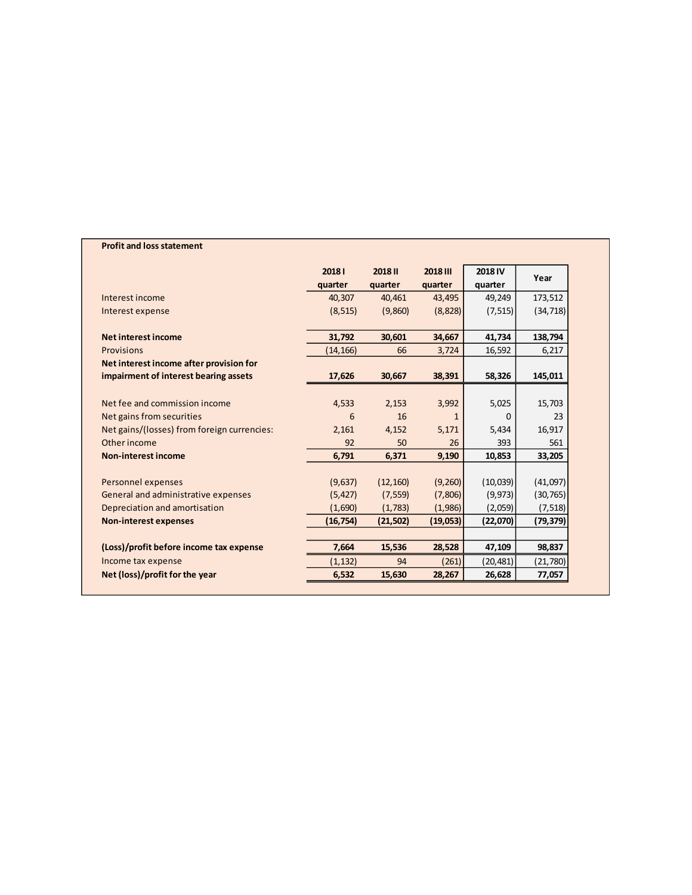**Profit and loss statement**

| | 2018 I quarter | 2018 II quarter | 2018 III quarter | 2018 IV quarter | Year |
|---|---|---|---|---|---|
| Interest income | 40,307 | 40,461 | 43,495 | 49,249 | 173,512 |
| Interest expense | (8,515) | (9,860) | (8,828) | (7,515) | (34,718) |
| | | | | | |
| **Net interest income** | **31,792** | **30,601** | **34,667** | **41,734** | **138,794** |
| Provisions | (14,166) | 66 | 3,724 | 16,592 | 6,217 |
| **Net interest income after provision for impairment of interest bearing assets** | **17,626** | **30,667** | **38,391** | **58,326** | **145,011** |
| | | | | | |
| Net fee and commission income | 4,533 | 2,153 | 3,992 | 5,025 | 15,703 |
| Net gains from securities | 6 | 16 | 1 | 0 | 23 |
| Net gains/(losses) from foreign currencies: | 2,161 | 4,152 | 5,171 | 5,434 | 16,917 |
| Other income | 92 | 50 | 26 | 393 | 561 |
| **Non-interest income** | **6,791** | **6,371** | **9,190** | **10,853** | **33,205** |
| | | | | | |
| Personnel expenses | (9,637) | (12,160) | (9,260) | (10,039) | (41,097) |
| General and administrative expenses | (5,427) | (7,559) | (7,806) | (9,973) | (30,765) |
| Depreciation and amortisation | (1,690) | (1,783) | (1,986) | (2,059) | (7,518) |
| **Non-interest expenses** | **(16,754)** | **(21,502)** | **(19,053)** | **(22,070)** | **(79,379)** |
| | | | | | |
| **(Loss)/profit before income tax expense** | **7,664** | **15,536** | **28,528** | **47,109** | **98,837** |
| Income tax expense | (1,132) | 94 | (261) | (20,481) | (21,780) |
| **Net (loss)/profit for the year** | **6,532** | **15,630** | **28,267** | **26,628** | **77,057** |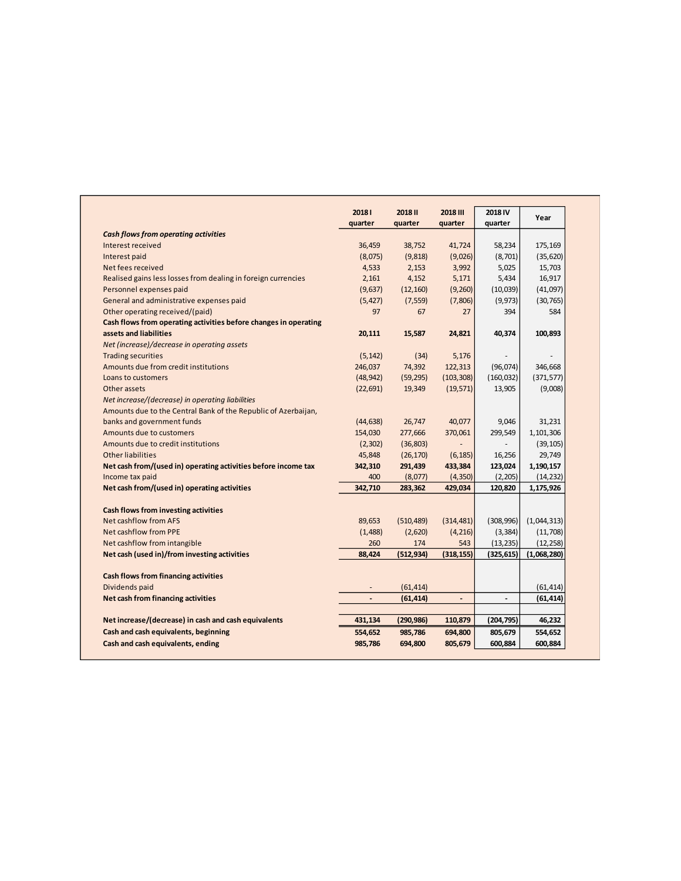| | 2018 I quarter | 2018 II quarter | 2018 III quarter | 2018 IV quarter | Year |
|---|---|---|---|---|---|
| ***Cash flows from operating activities*** | | | | | |
| Interest received | 36,459 | 38,752 | 41,724 | 58,234 | 175,169 |
| Interest paid | (8,075) | (9,818) | (9,026) | (8,701) | (35,620) |
| Net fees received | 4,533 | 2,153 | 3,992 | 5,025 | 15,703 |
| Realised gains less losses from dealing in foreign currencies | 2,161 | 4,152 | 5,171 | 5,434 | 16,917 |
| Personnel expenses paid | (9,637) | (12,160) | (9,260) | (10,039) | (41,097) |
| General and administrative expenses paid | (5,427) | (7,559) | (7,806) | (9,973) | (30,765) |
| Other operating received/(paid) | 97 | 67 | 27 | 394 | 584 |
| **Cash flows from operating activities before changes in operating assets and liabilities** | **20,111** | **15,587** | **24,821** | **40,374** | **100,893** |
| *Net (increase)/decrease in operating assets* | | | | | |
| Trading securities | (5,142) | (34) | 5,176 | - | - |
| Amounts due from credit institutions | 246,037 | 74,392 | 122,313 | (96,074) | 346,668 |
| Loans to customers | (48,942) | (59,295) | (103,308) | (160,032) | (371,577) |
| Other assets | (22,691) | 19,349 | (19,571) | 13,905 | (9,008) |
| *Net increase/(decrease) in operating liabilities* | | | | | |
| Amounts due to the Central Bank of the Republic of Azerbaijan, banks and government funds | (44,638) | 26,747 | 40,077 | 9,046 | 31,231 |
| Amounts due to customers | 154,030 | 277,666 | 370,061 | 299,549 | 1,101,306 |
| Amounts due to credit institutions | (2,302) | (36,803) | - | - | (39,105) |
| Other liabilities | 45,848 | (26,170) | (6,185) | 16,256 | 29,749 |
| **Net cash from/(used in) operating activities before income tax** | **342,310** | **291,439** | **433,384** | **123,024** | **1,190,157** |
| Income tax paid | 400 | (8,077) | (4,350) | (2,205) | (14,232) |
| **Net cash from/(used in) operating activities** | **342,710** | **283,362** | **429,034** | **120,820** | **1,175,926** |
| **Cash flows from investing activities** | | | | | |
| Net cashflow from AFS | 89,653 | (510,489) | (314,481) | (308,996) | (1,044,313) |
| Net cashflow from PPE | (1,488) | (2,620) | (4,216) | (3,384) | (11,708) |
| Net cashflow from intangible | 260 | 174 | 543 | (13,235) | (12,258) |
| **Net cash (used in)/from investing activities** | **88,424** | **(512,934)** | **(318,155)** | **(325,615)** | **(1,068,280)** |
| **Cash flows from financing activities** | | | | | |
| Dividends paid | - | (61,414) | | | (61,414) |
| **Net cash from financing activities** | **-** | **(61,414)** | **-** | **-** | **(61,414)** |
| **Net increase/(decrease) in cash and cash equivalents** | **431,134** | **(290,986)** | **110,879** | **(204,795)** | **46,232** |
| **Cash and cash equivalents, beginning** | **554,652** | **985,786** | **694,800** | **805,679** | **554,652** |
| **Cash and cash equivalents, ending** | **985,786** | **694,800** | **805,679** | **600,884** | **600,884** |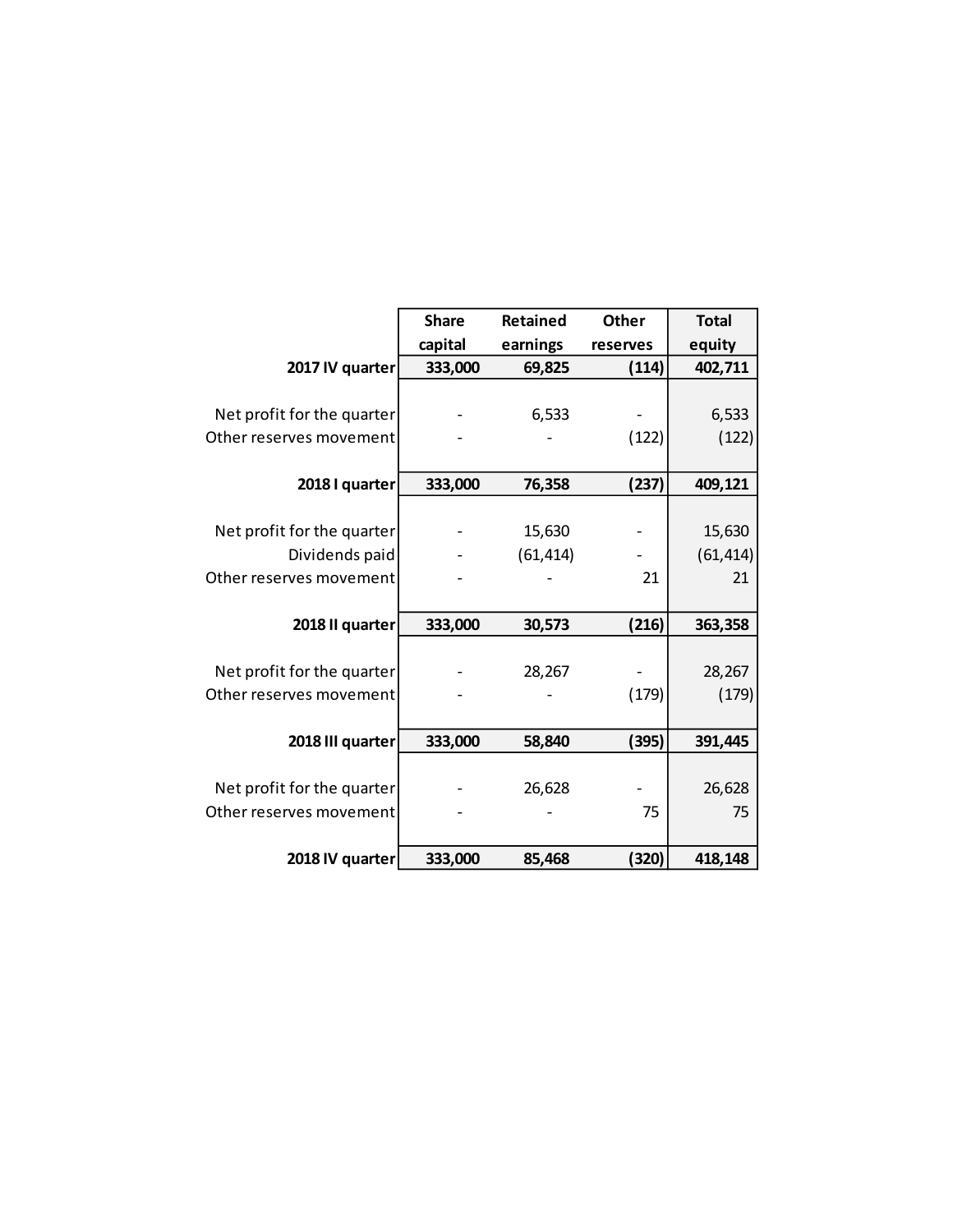| | Share capital | Retained earnings | Other reserves | Total equity |
|---|---|---|---|---|
| **2017 IV quarter** | **333,000** | **69,825** | **(114)** | **402,711** |
| Net profit for the quarter | - | 6,533 | - | 6,533 |
| Other reserves movement | - | - | (122) | (122) |
| **2018 I quarter** | **333,000** | **76,358** | **(237)** | **409,121** |
| Net profit for the quarter | - | 15,630 | - | 15,630 |
| Dividends paid | - | (61,414) | - | (61,414) |
| Other reserves movement | - | - | 21 | 21 |
| **2018 II quarter** | **333,000** | **30,573** | **(216)** | **363,358** |
| Net profit for the quarter | - | 28,267 | - | 28,267 |
| Other reserves movement | - | - | (179) | (179) |
| **2018 III quarter** | **333,000** | **58,840** | **(395)** | **391,445** |
| Net profit for the quarter | - | 26,628 | - | 26,628 |
| Other reserves movement | - | - | 75 | 75 |
| **2018 IV quarter** | **333,000** | **85,468** | **(320)** | **418,148** |